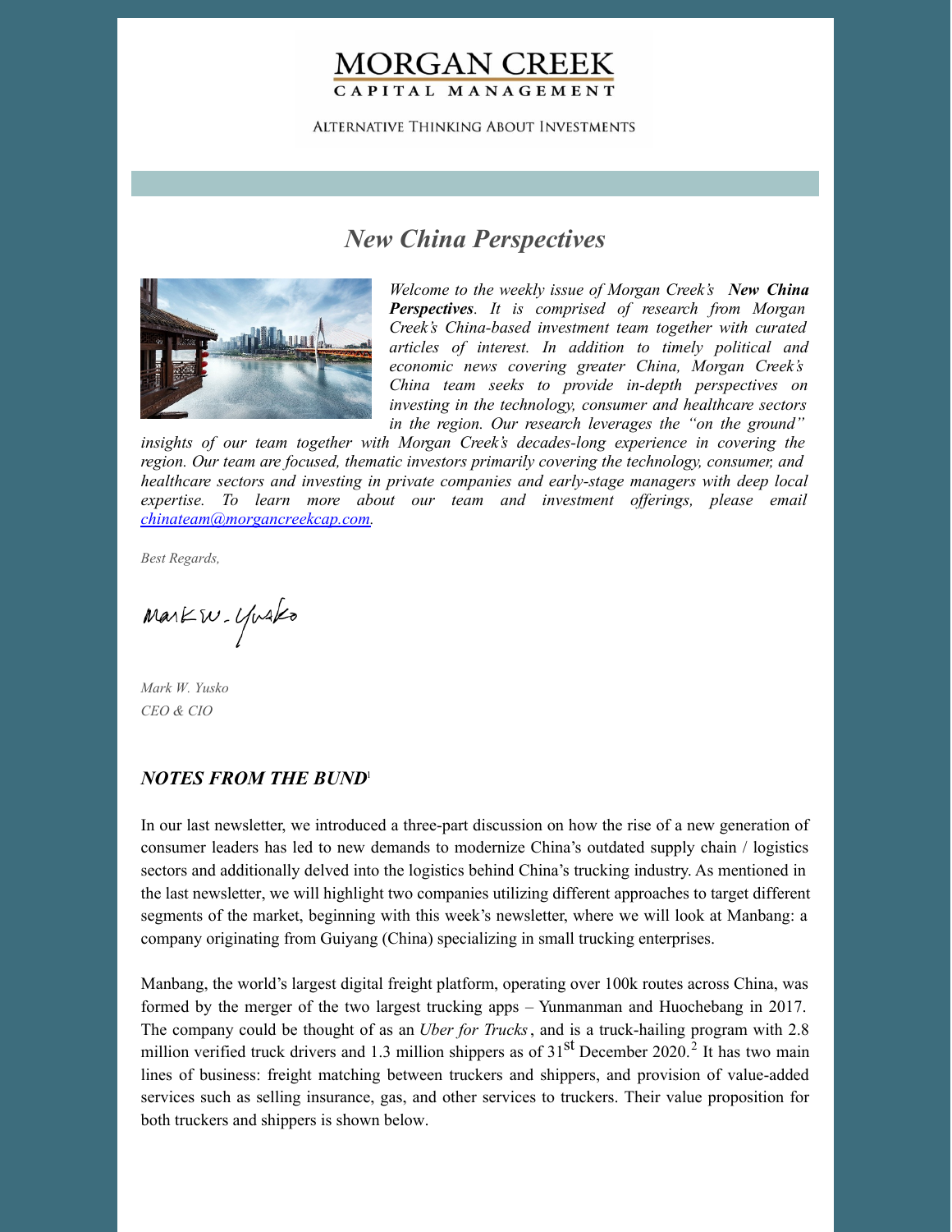MORGAN CREEK
CAPITAL MANAGEMENT

ALTERNATIVE THINKING ABOUT INVESTMENTS

# *New China Perspectives*

*Welcome to the weekly issue of Morgan Creek's* ***New China Perspectives****. It is comprised of research from Morgan Creek's China-based investment team together with curated articles of interest. In addition to timely political and economic news covering greater China, Morgan Creek's China team seeks to provide in-depth perspectives on investing in the technology, consumer and healthcare sectors in the region. Our research leverages the "on the ground" insights of our team together with Morgan Creek's decades-long experience in covering the region. Our team are focused, thematic investors primarily covering the technology, consumer, and healthcare sectors and investing in private companies and early-stage managers with deep local expertise. To learn more about our team and investment offerings, please email [chinateam@morgancreekcap.com](mailto:chinateam@morgancreekcap.com).*

*Best Regards,*

*Mark W. Yusko*
*CEO & CIO*

## *NOTES FROM THE BUND*[1]

In our last newsletter, we introduced a three-part discussion on how the rise of a new generation of consumer leaders has led to new demands to modernize China's outdated supply chain / logistics sectors and additionally delved into the logistics behind China's trucking industry. As mentioned in the last newsletter, we will highlight two companies utilizing different approaches to target different segments of the market, beginning with this week's newsletter, where we will look at Manbang: a company originating from Guiyang (China) specializing in small trucking enterprises.

Manbang, the world's largest digital freight platform, operating over 100k routes across China, was formed by the merger of the two largest trucking apps – Yunmanman and Huochebang in 2017. The company could be thought of as an *Uber for Trucks*, and is a truck-hailing program with 2.8 million verified truck drivers and 1.3 million shippers as of 31st December 2020.[2] It has two main lines of business: freight matching between truckers and shippers, and provision of value-added services such as selling insurance, gas, and other services to truckers. Their value proposition for both truckers and shippers is shown below.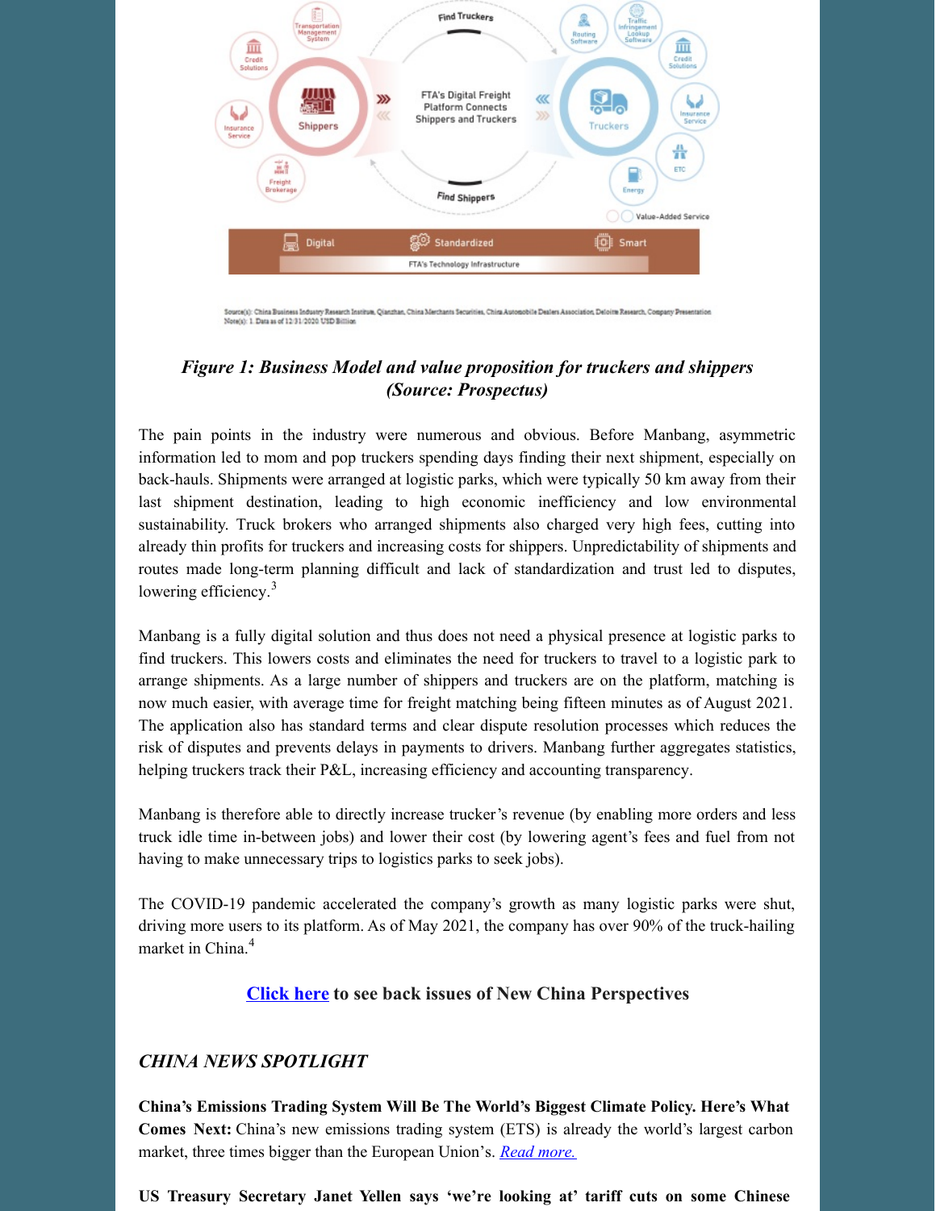Source(s): China Business Industry Research Institute, Qianzhan, China Merchants Securities, China Automobile Dealers Association, Deloitte Research, Company Presentation
Note(s): 1. Data as of 12/31/2020 USD Billion

***Figure 1: Business Model and value proposition for truckers and shippers (Source: Prospectus)***

The pain points in the industry were numerous and obvious. Before Manbang, asymmetric information led to mom and pop truckers spending days finding their next shipment, especially on back-hauls. Shipments were arranged at logistic parks, which were typically 50 km away from their last shipment destination, leading to high economic inefficiency and low environmental sustainability. Truck brokers who arranged shipments also charged very high fees, cutting into already thin profits for truckers and increasing costs for shippers. Unpredictability of shipments and routes made long-term planning difficult and lack of standardization and trust led to disputes, lowering efficiency.[3]

Manbang is a fully digital solution and thus does not need a physical presence at logistic parks to find truckers. This lowers costs and eliminates the need for truckers to travel to a logistic park to arrange shipments. As a large number of shippers and truckers are on the platform, matching is now much easier, with average time for freight matching being fifteen minutes as of August 2021. The application also has standard terms and clear dispute resolution processes which reduces the risk of disputes and prevents delays in payments to drivers. Manbang further aggregates statistics, helping truckers track their P&L, increasing efficiency and accounting transparency.

Manbang is therefore able to directly increase trucker's revenue (by enabling more orders and less truck idle time in-between jobs) and lower their cost (by lowering agent's fees and fuel from not having to make unnecessary trips to logistics parks to seek jobs).

The COVID-19 pandemic accelerated the company's growth as many logistic parks were shut, driving more users to its platform. As of May 2021, the company has over 90% of the truck-hailing market in China.[4]

**[Click here](#) to see back issues of New China Perspectives**

## *CHINA NEWS SPOTLIGHT*

**China's Emissions Trading System Will Be The World's Biggest Climate Policy. Here's What Comes Next:** China's new emissions trading system (ETS) is already the world's largest carbon market, three times bigger than the European Union's. *[Read more.](#)*

**US Treasury Secretary Janet Yellen says 'we're looking at' tariff cuts on some Chinese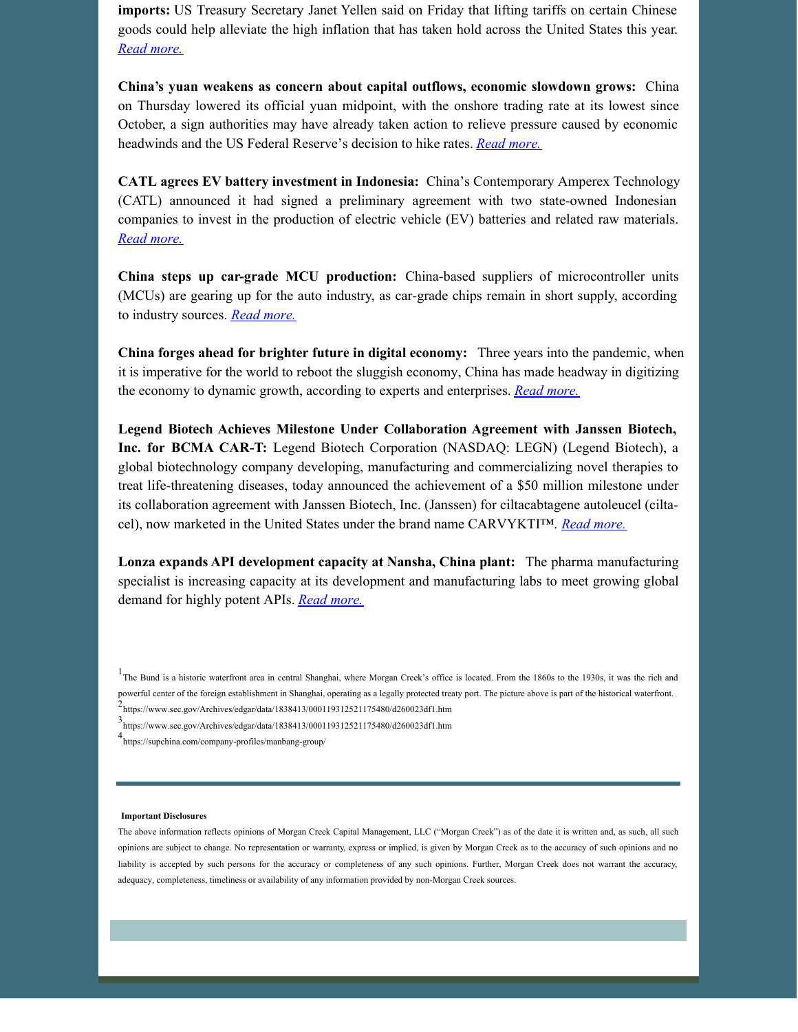**imports:** US Treasury Secretary Janet Yellen said on Friday that lifting tariffs on certain Chinese goods could help alleviate the high inflation that has taken hold across the United States this year. *Read more.*

**China's yuan weakens as concern about capital outflows, economic slowdown grows:** China on Thursday lowered its official yuan midpoint, with the onshore trading rate at its lowest since October, a sign authorities may have already taken action to relieve pressure caused by economic headwinds and the US Federal Reserve's decision to hike rates. *Read more.*

**CATL agrees EV battery investment in Indonesia:** China's Contemporary Amperex Technology (CATL) announced it had signed a preliminary agreement with two state-owned Indonesian companies to invest in the production of electric vehicle (EV) batteries and related raw materials. *Read more.*

**China steps up car-grade MCU production:** China-based suppliers of microcontroller units (MCUs) are gearing up for the auto industry, as car-grade chips remain in short supply, according to industry sources. *Read more.*

**China forges ahead for brighter future in digital economy:** Three years into the pandemic, when it is imperative for the world to reboot the sluggish economy, China has made headway in digitizing the economy to dynamic growth, according to experts and enterprises. *Read more.*

**Legend Biotech Achieves Milestone Under Collaboration Agreement with Janssen Biotech, Inc. for BCMA CAR-T:** Legend Biotech Corporation (NASDAQ: LEGN) (Legend Biotech), a global biotechnology company developing, manufacturing and commercializing novel therapies to treat life-threatening diseases, today announced the achievement of a $50 million milestone under its collaboration agreement with Janssen Biotech, Inc. (Janssen) for ciltacabtagene autoleucel (cilta-cel), now marketed in the United States under the brand name CARVYKTI™. *Read more.*

**Lonza expands API development capacity at Nansha, China plant:** The pharma manufacturing specialist is increasing capacity at its development and manufacturing labs to meet growing global demand for highly potent APIs. *Read more.*

[1] The Bund is a historic waterfront area in central Shanghai, where Morgan Creek's office is located. From the 1860s to the 1930s, it was the rich and powerful center of the foreign establishment in Shanghai, operating as a legally protected treaty port. The picture above is part of the historical waterfront.

[2] https://www.sec.gov/Archives/edgar/data/1838413/000119312521175480/d260023df1.htm

[3] https://www.sec.gov/Archives/edgar/data/1838413/000119312521175480/d260023df1.htm

[4] https://supchina.com/company-profiles/manbang-group/

---

**Important Disclosures**

The above information reflects opinions of Morgan Creek Capital Management, LLC ("Morgan Creek") as of the date it is written and, as such, all such opinions are subject to change. No representation or warranty, express or implied, is given by Morgan Creek as to the accuracy of such opinions and no liability is accepted by such persons for the accuracy or completeness of any such opinions. Further, Morgan Creek does not warrant the accuracy, adequacy, completeness, timeliness or availability of any information provided by non-Morgan Creek sources.